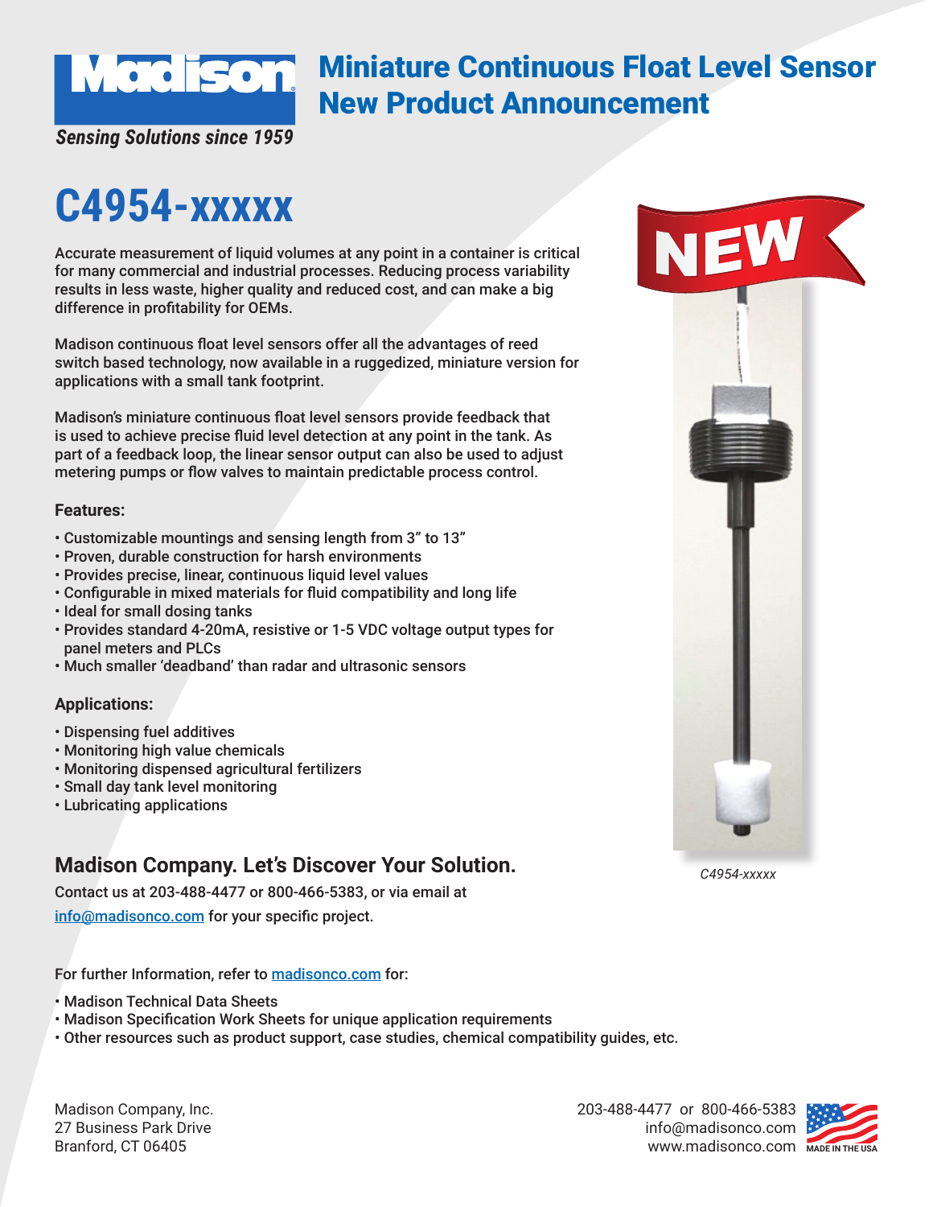# Miniature Continuous Float Level Sensor New Product Announcement

*Sensing Solutions since 1959*

# C4954-xxxxx

Accurate measurement of liquid volumes at any point in a container is critical for many commercial and industrial processes. Reducing process variability results in less waste, higher quality and reduced cost, and can make a big difference in profitability for OEMs.

Madison continuous float level sensors offer all the advantages of reed switch based technology, now available in a ruggedized, miniature version for applications with a small tank footprint.

Madison's miniature continuous float level sensors provide feedback that is used to achieve precise fluid level detection at any point in the tank. As part of a feedback loop, the linear sensor output can also be used to adjust metering pumps or flow valves to maintain predictable process control.

NEW

*C4954-xxxxx*

### Features:

- Customizable mountings and sensing length from 3" to 13"
- Proven, durable construction for harsh environments
- Provides precise, linear, continuous liquid level values
- Configurable in mixed materials for fluid compatibility and long life
- Ideal for small dosing tanks
- Provides standard 4-20mA, resistive or 1-5 VDC voltage output types for panel meters and PLCs
- Much smaller 'deadband' than radar and ultrasonic sensors

### Applications:

- Dispensing fuel additives
- Monitoring high value chemicals
- Monitoring dispensed agricultural fertilizers
- Small day tank level monitoring
- Lubricating applications

## Madison Company. Let's Discover Your Solution.

Contact us at 203-488-4477 or 800-466-5383, or via email at info@madisonco.com for your specific project.

For further Information, refer to madisonco.com for:

- Madison Technical Data Sheets
- Madison Specification Work Sheets for unique application requirements
- Other resources such as product support, case studies, chemical compatibility guides, etc.

Madison Company, Inc.
27 Business Park Drive
Branford, CT 06405

203-488-4477 or 800-466-5383
info@madisonco.com
www.madisonco.com

MADE IN THE USA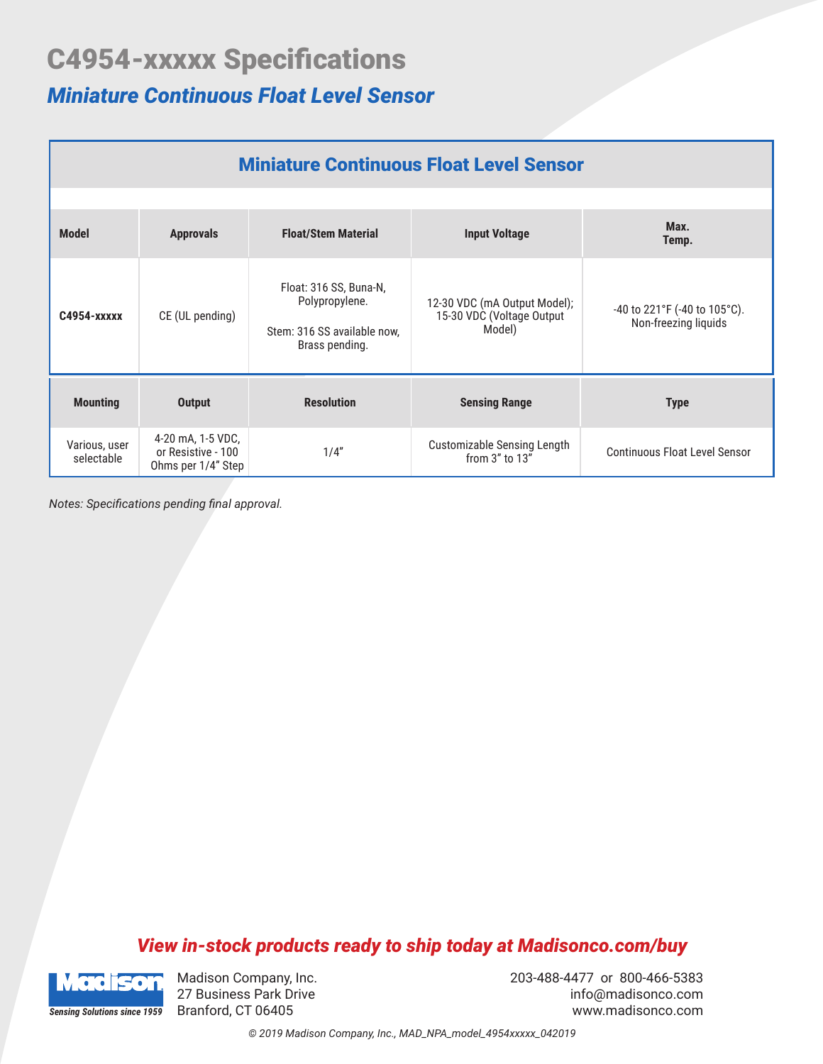# C4954-xxxxx Specifications

## *Miniature Continuous Float Level Sensor*

| Miniature Continuous Float Level Sensor | | | | |
|---|---|---|---|---|
| **Model** | **Approvals** | **Float/Stem Material** | **Input Voltage** | **Max. Temp.** |
| **C4954-xxxxx** | CE (UL pending) | Float: 316 SS, Buna-N, Polypropylene. Stem: 316 SS available now, Brass pending. | 12-30 VDC (mA Output Model); 15-30 VDC (Voltage Output Model) | -40 to 221°F (-40 to 105°C). Non-freezing liquids |
| **Mounting** | **Output** | **Resolution** | **Sensing Range** | **Type** |
| Various, user selectable | 4-20 mA, 1-5 VDC, or Resistive - 100 Ohms per 1/4” Step | 1/4” | Customizable Sensing Length from 3” to 13” | Continuous Float Level Sensor |

*Notes: Specifications pending final approval.*

***View in-stock products ready to ship today at Madisonco.com/buy***

Madison
*Sensing Solutions since 1959*

Madison Company, Inc.
27 Business Park Drive
Branford, CT 06405

203-488-4477 or 800-466-5383
info@madisonco.com
www.madisonco.com

*© 2019 Madison Company, Inc., MAD_NPA_model_4954xxxxx_042019*